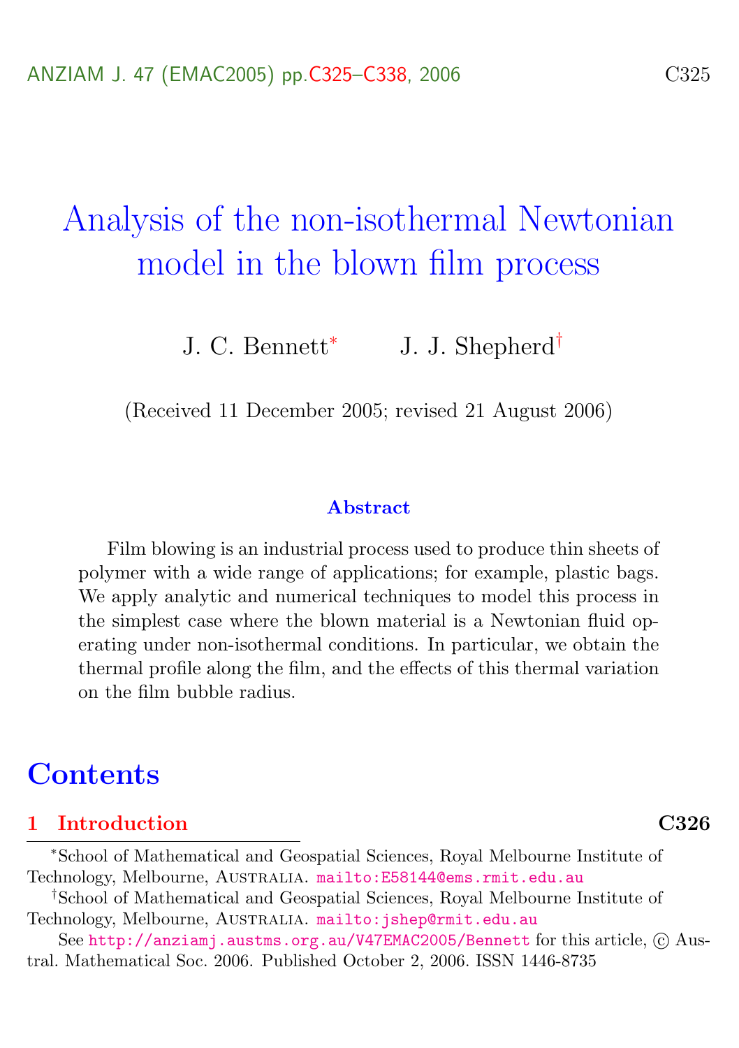# Analysis of the non-isothermal Newtonian model in the blown film process

J. C. Bennett[*] J. J. Shepherd[†]

(Received 11 December 2005; revised 21 August 2006)

## Abstract

Film blowing is an industrial process used to produce thin sheets of polymer with a wide range of applications; for example, plastic bags. We apply analytic and numerical techniques to model this process in the simplest case where the blown material is a Newtonian fluid operating under non-isothermal conditions. In particular, we obtain the thermal profile along the film, and the effects of this thermal variation on the film bubble radius.

## Contents

**1 Introduction** **C326**

[*] School of Mathematical and Geospatial Sciences, Royal Melbourne Institute of Technology, Melbourne, Australia. mailto:E58144@ems.rmit.edu.au

[†] School of Mathematical and Geospatial Sciences, Royal Melbourne Institute of Technology, Melbourne, Australia. mailto:jshep@rmit.edu.au

See http://anziamj.austms.org.au/V47EMAC2005/Bennett for this article, © Austral. Mathematical Soc. 2006. Published October 2, 2006. ISSN 1446-8735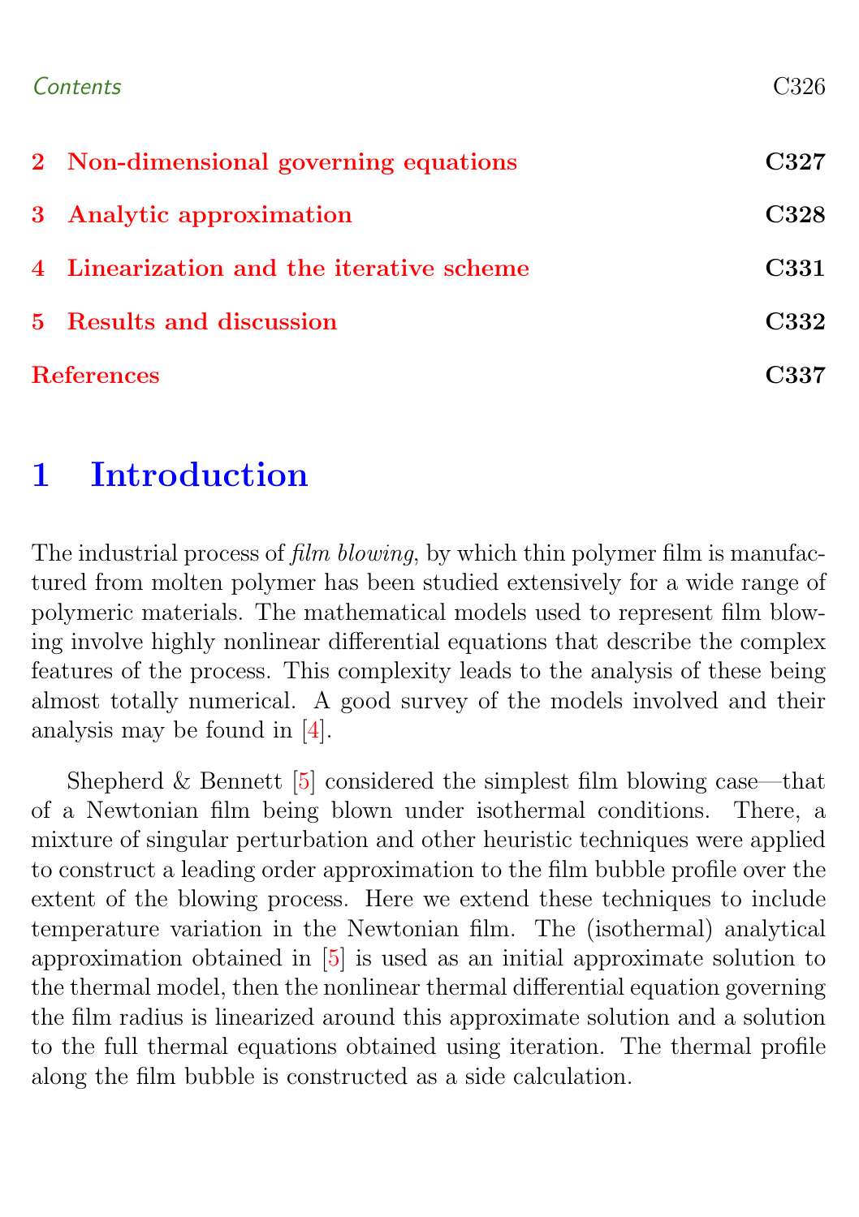| | |
|---|---|
| **2 Non-dimensional governing equations** | **C327** |
| **3 Analytic approximation** | **C328** |
| **4 Linearization and the iterative scheme** | **C331** |
| **5 Results and discussion** | **C332** |
| **References** | **C337** |

# 1 Introduction

The industrial process of *film blowing*, by which thin polymer film is manufactured from molten polymer has been studied extensively for a wide range of polymeric materials. The mathematical models used to represent film blowing involve highly nonlinear differential equations that describe the complex features of the process. This complexity leads to the analysis of these being almost totally numerical. A good survey of the models involved and their analysis may be found in [4].

Shepherd & Bennett [5] considered the simplest film blowing case—that of a Newtonian film being blown under isothermal conditions. There, a mixture of singular perturbation and other heuristic techniques were applied to construct a leading order approximation to the film bubble profile over the extent of the blowing process. Here we extend these techniques to include temperature variation in the Newtonian film. The (isothermal) analytical approximation obtained in [5] is used as an initial approximate solution to the thermal model, then the nonlinear thermal differential equation governing the film radius is linearized around this approximate solution and a solution to the full thermal equations obtained using iteration. The thermal profile along the film bubble is constructed as a side calculation.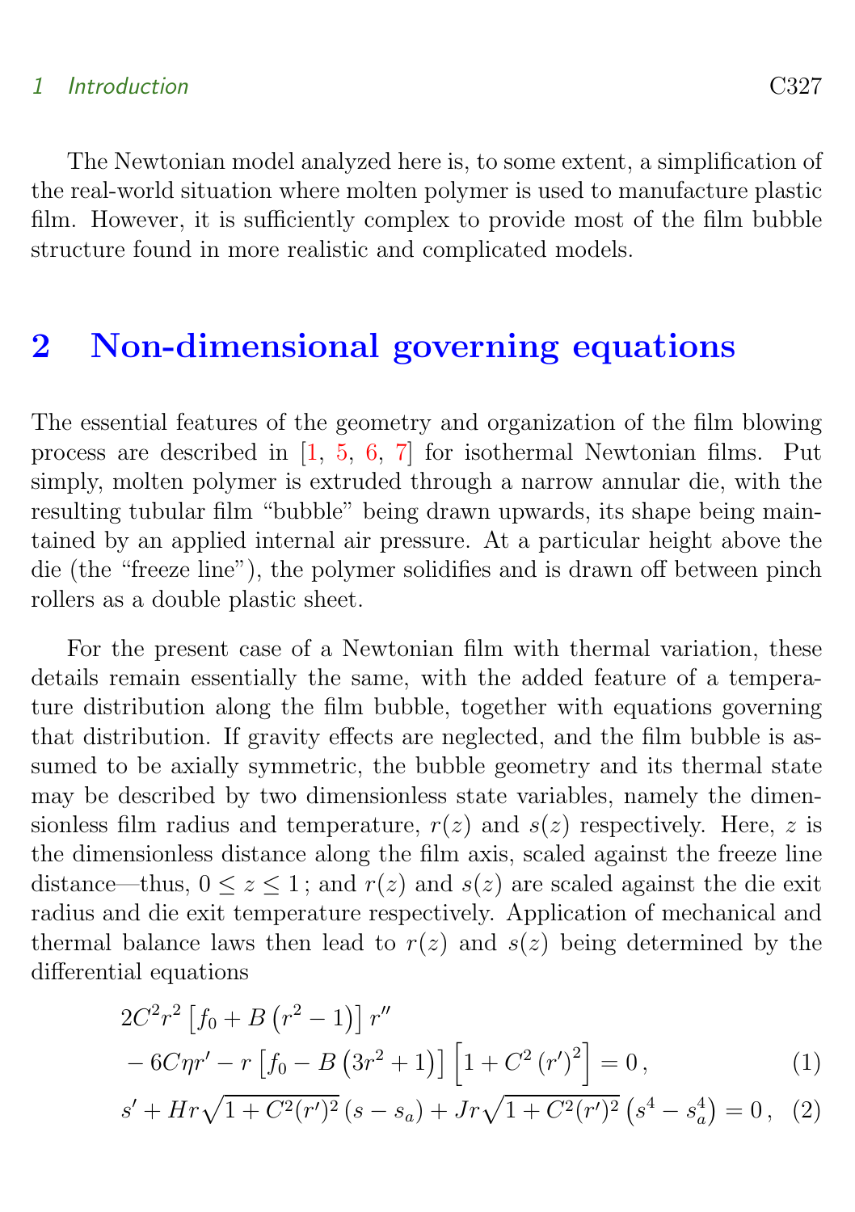The Newtonian model analyzed here is, to some extent, a simplification of the real-world situation where molten polymer is used to manufacture plastic film. However, it is sufficiently complex to provide most of the film bubble structure found in more realistic and complicated models.

# 2 Non-dimensional governing equations

The essential features of the geometry and organization of the film blowing process are described in [1, 5, 6, 7] for isothermal Newtonian films. Put simply, molten polymer is extruded through a narrow annular die, with the resulting tubular film "bubble" being drawn upwards, its shape being maintained by an applied internal air pressure. At a particular height above the die (the "freeze line"), the polymer solidifies and is drawn off between pinch rollers as a double plastic sheet.

For the present case of a Newtonian film with thermal variation, these details remain essentially the same, with the added feature of a temperature distribution along the film bubble, together with equations governing that distribution. If gravity effects are neglected, and the film bubble is assumed to be axially symmetric, the bubble geometry and its thermal state may be described by two dimensionless state variables, namely the dimensionless film radius and temperature, $r(z)$ and $s(z)$ respectively. Here, $z$ is the dimensionless distance along the film axis, scaled against the freeze line distance—thus, $0 \le z \le 1$; and $r(z)$ and $s(z)$ are scaled against the die exit radius and die exit temperature respectively. Application of mechanical and thermal balance laws then lead to $r(z)$ and $s(z)$ being determined by the differential equations

$$
\begin{aligned}
&2C^2 r^2 \left[f_0 + B\left(r^2 - 1\right)\right] r'' \\
&\quad - 6C\eta r' - r\left[f_0 - B\left(3r^2 + 1\right)\right]\left[1 + C^2\left(r'\right)^2\right] = 0\,, \qquad (1)
\end{aligned}
$$

$$
s' + Hr\sqrt{1 + C^2 (r')^2}\,(s - s_a) + Jr\sqrt{1 + C^2 (r')^2}\left(s^4 - s_a^4\right) = 0\,, \quad (2)
$$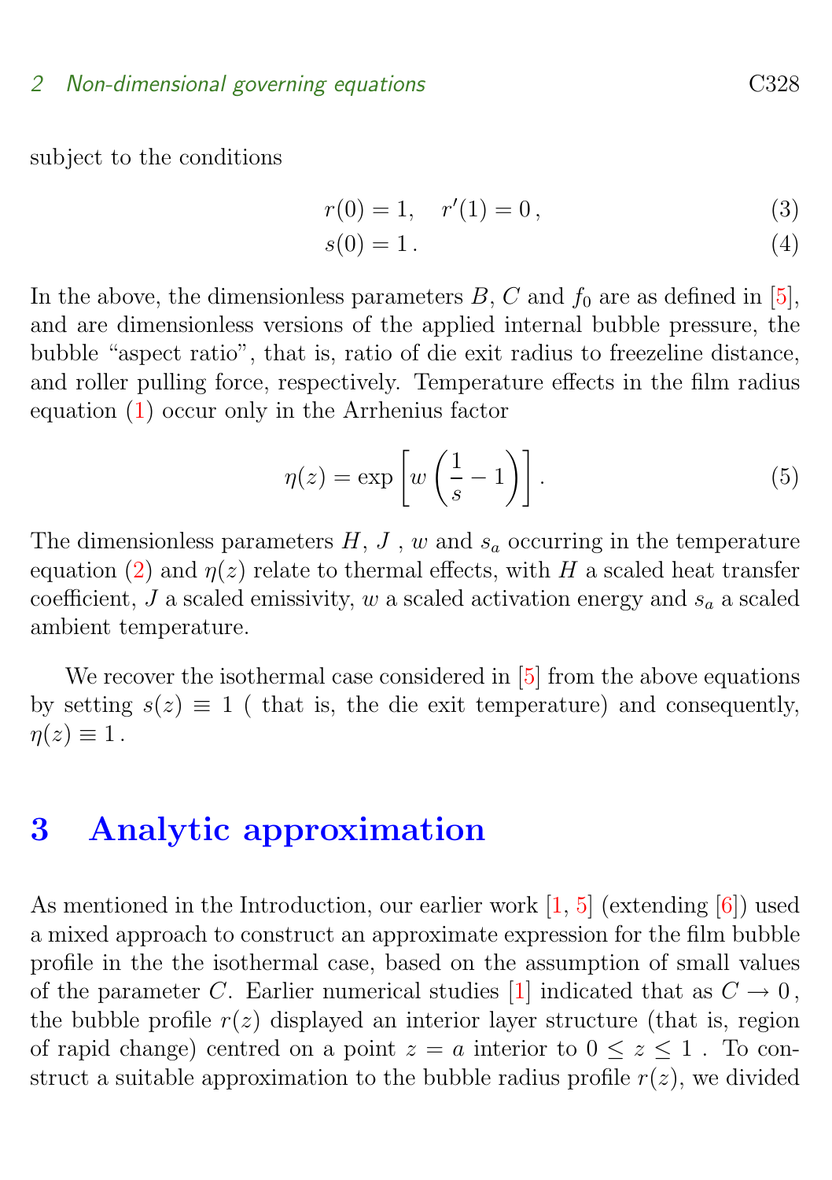subject to the conditions

$$r(0) = 1, \quad r'(1) = 0\,, \tag{3}$$

$$s(0) = 1\,. \tag{4}$$

In the above, the dimensionless parameters $B$, $C$ and $f_0$ are as defined in [5], and are dimensionless versions of the applied internal bubble pressure, the bubble "aspect ratio", that is, ratio of die exit radius to freezeline distance, and roller pulling force, respectively. Temperature effects in the film radius equation (1) occur only in the Arrhenius factor

$$\eta(z) = \exp\left[w\left(\frac{1}{s} - 1\right)\right]. \tag{5}$$

The dimensionless parameters $H$, $J$ , $w$ and $s_a$ occurring in the temperature equation (2) and $\eta(z)$ relate to thermal effects, with $H$ a scaled heat transfer coefficient, $J$ a scaled emissivity, $w$ a scaled activation energy and $s_a$ a scaled ambient temperature.

We recover the isothermal case considered in [5] from the above equations by setting $s(z) \equiv 1$ ( that is, the die exit temperature) and consequently, $\eta(z) \equiv 1$ .

# 3 Analytic approximation

As mentioned in the Introduction, our earlier work [1, 5] (extending [6]) used a mixed approach to construct an approximate expression for the film bubble profile in the the isothermal case, based on the assumption of small values of the parameter $C$. Earlier numerical studies [1] indicated that as $C \to 0$ , the bubble profile $r(z)$ displayed an interior layer structure (that is, region of rapid change) centred on a point $z = a$ interior to $0 \le z \le 1$ . To construct a suitable approximation to the bubble radius profile $r(z)$, we divided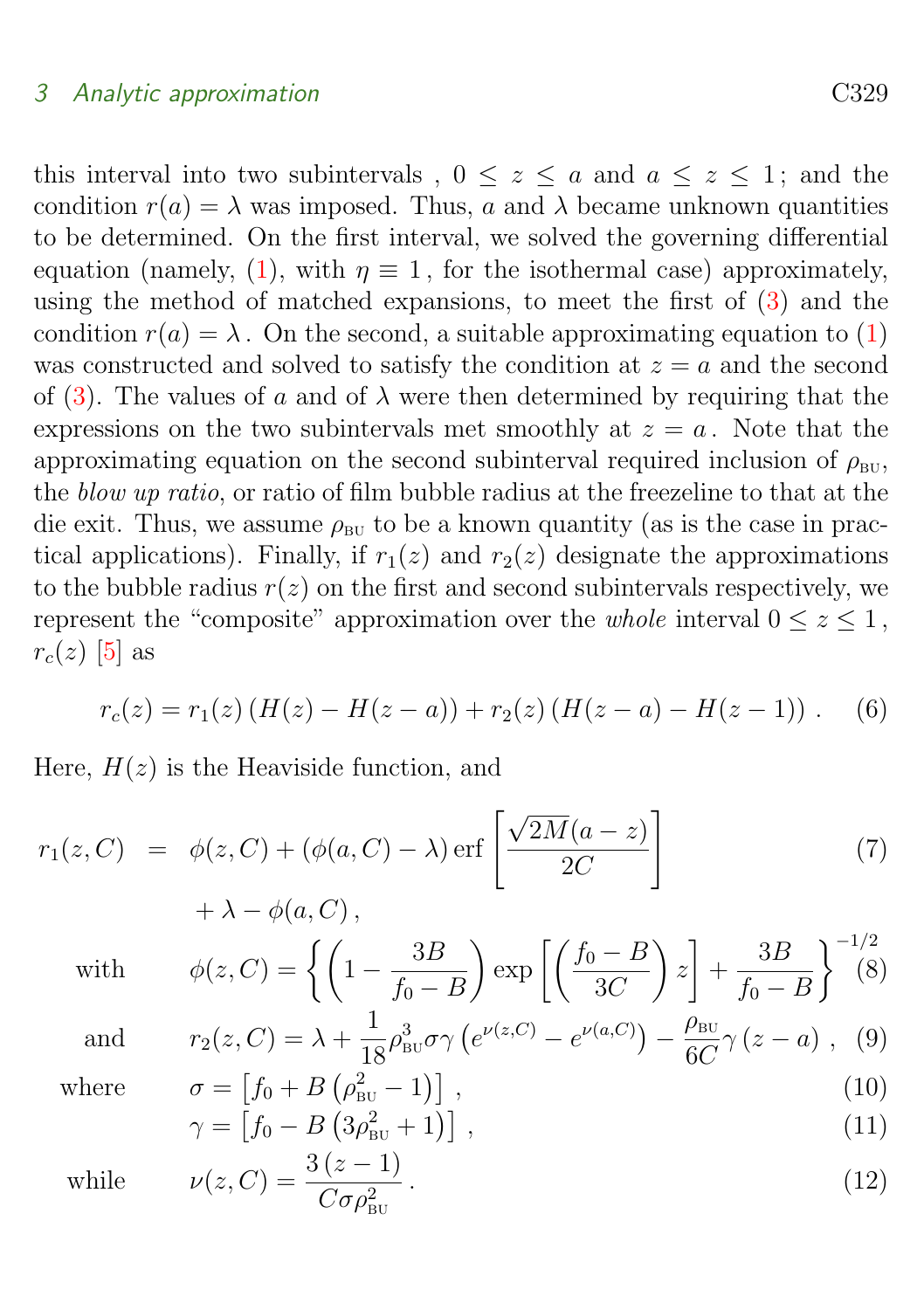this interval into two subintervals , $0 \leq z \leq a$ and $a \leq z \leq 1$; and the condition $r(a) = \lambda$ was imposed. Thus, $a$ and $\lambda$ became unknown quantities to be determined. On the first interval, we solved the governing differential equation (namely, (1), with $\eta \equiv 1$, for the isothermal case) approximately, using the method of matched expansions, to meet the first of (3) and the condition $r(a) = \lambda$. On the second, a suitable approximating equation to (1) was constructed and solved to satisfy the condition at $z = a$ and the second of (3). The values of $a$ and of $\lambda$ were then determined by requiring that the expressions on the two subintervals met smoothly at $z = a$. Note that the approximating equation on the second subinterval required inclusion of $\rho_{\text{BU}}$, the *blow up ratio*, or ratio of film bubble radius at the freezeline to that at the die exit. Thus, we assume $\rho_{\text{BU}}$ to be a known quantity (as is the case in practical applications). Finally, if $r_1(z)$ and $r_2(z)$ designate the approximations to the bubble radius $r(z)$ on the first and second subintervals respectively, we represent the "composite" approximation over the *whole* interval $0 \leq z \leq 1$, $r_c(z)$ [5] as

$$r_c(z) = r_1(z)\left(H(z) - H(z-a)\right) + r_2(z)\left(H(z-a) - H(z-1)\right). \quad (6)$$

Here, $H(z)$ is the Heaviside function, and

$$r_1(z,C) = \phi(z,C) + \left(\phi(a,C) - \lambda\right)\operatorname{erf}\left[\frac{\sqrt{2M}(a-z)}{2C}\right] + \lambda - \phi(a,C)\,, \quad (7)$$

with

$$\phi(z,C) = \left\{\left(1 - \frac{3B}{f_0 - B}\right)\exp\left[\left(\frac{f_0 - B}{3C}\right)z\right] + \frac{3B}{f_0 - B}\right\}^{-1/2} \quad (8)$$

and

$$r_2(z,C) = \lambda + \frac{1}{18}\rho_{\text{BU}}^3\sigma\gamma\left(e^{\nu(z,C)} - e^{\nu(a,C)}\right) - \frac{\rho_{\text{BU}}}{6C}\gamma\,(z-a)\,, \quad (9)$$

where

$$\sigma = \left[f_0 + B\left(\rho_{\text{BU}}^2 - 1\right)\right], \quad (10)$$

$$\gamma = \left[f_0 - B\left(3\rho_{\text{BU}}^2 + 1\right)\right], \quad (11)$$

while

$$\nu(z,C) = \frac{3\,(z-1)}{C\sigma\rho_{\text{BU}}^2}\,. \quad (12)$$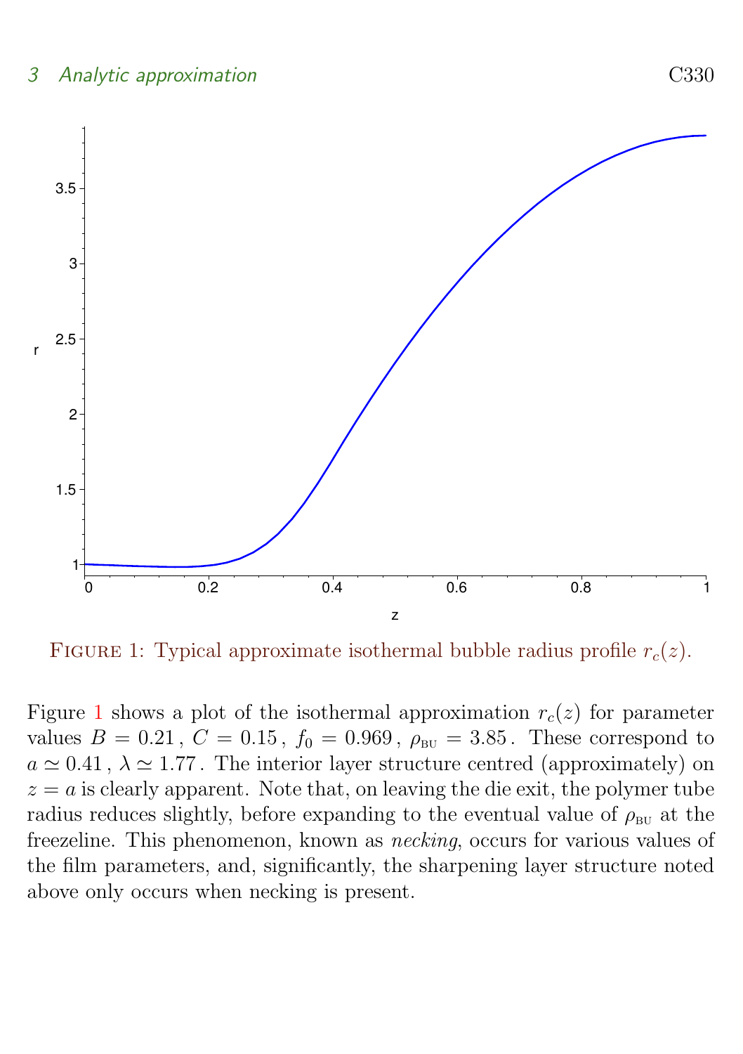Figure 1: Typical approximate isothermal bubble radius profile $r_c(z)$.

Figure 1 shows a plot of the isothermal approximation $r_c(z)$ for parameter values $B = 0.21$ , $C = 0.15$ , $f_0 = 0.969$ , $\rho_{\text{BU}} = 3.85$ . These correspond to $a \simeq 0.41$ , $\lambda \simeq 1.77$ . The interior layer structure centred (approximately) on $z = a$ is clearly apparent. Note that, on leaving the die exit, the polymer tube radius reduces slightly, before expanding to the eventual value of $\rho_{\text{BU}}$ at the freezeline. This phenomenon, known as *necking*, occurs for various values of the film parameters, and, significantly, the sharpening layer structure noted above only occurs when necking is present.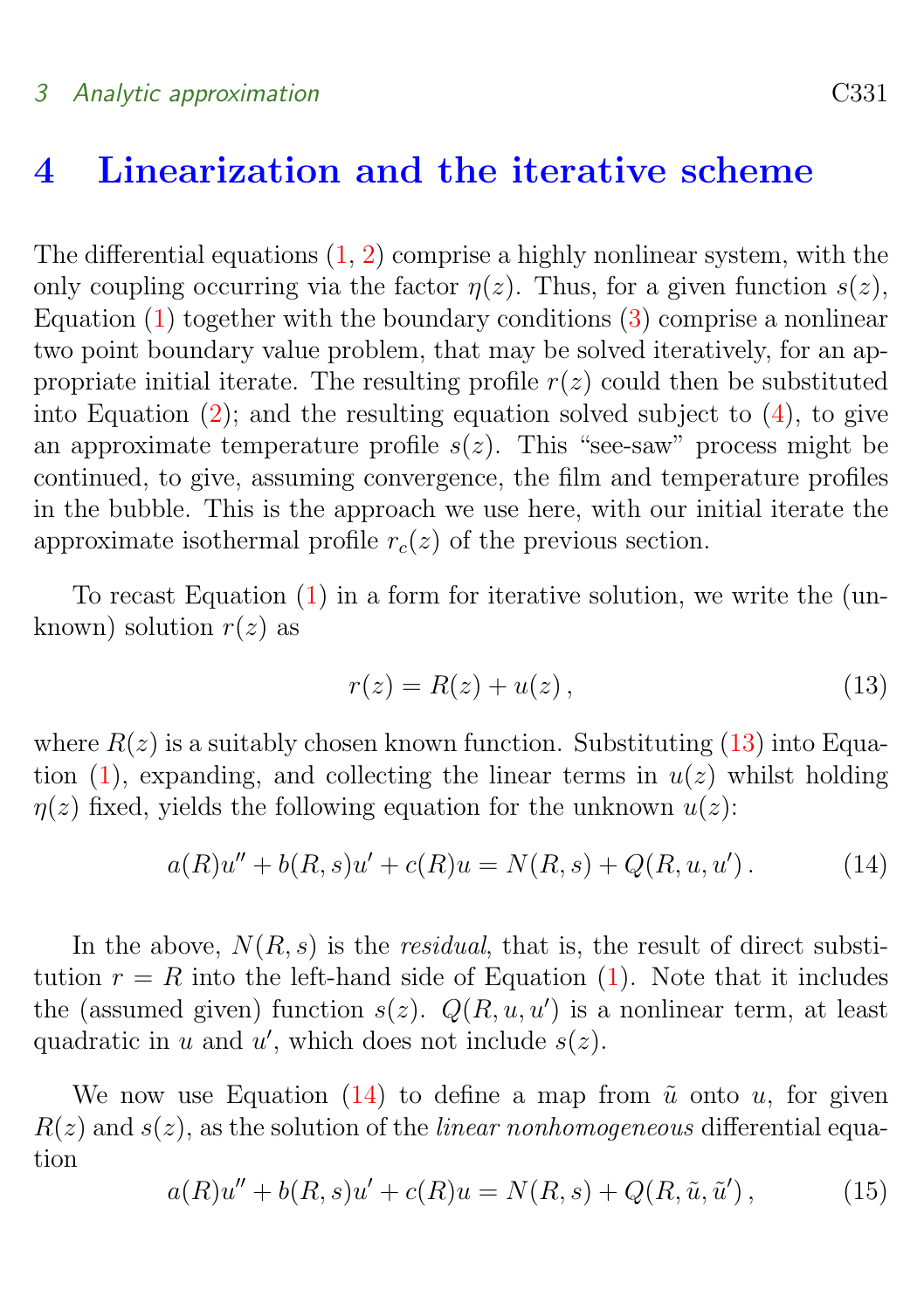# 4 Linearization and the iterative scheme

The differential equations (1, 2) comprise a highly nonlinear system, with the only coupling occurring via the factor $\eta(z)$. Thus, for a given function $s(z)$, Equation (1) together with the boundary conditions (3) comprise a nonlinear two point boundary value problem, that may be solved iteratively, for an appropriate initial iterate. The resulting profile $r(z)$ could then be substituted into Equation (2); and the resulting equation solved subject to (4), to give an approximate temperature profile $s(z)$. This "see-saw" process might be continued, to give, assuming convergence, the film and temperature profiles in the bubble. This is the approach we use here, with our initial iterate the approximate isothermal profile $r_c(z)$ of the previous section.

To recast Equation (1) in a form for iterative solution, we write the (unknown) solution $r(z)$ as

$$r(z) = R(z) + u(z)\,, \tag{13}$$

where $R(z)$ is a suitably chosen known function. Substituting (13) into Equation (1), expanding, and collecting the linear terms in $u(z)$ whilst holding $\eta(z)$ fixed, yields the following equation for the unknown $u(z)$:

$$a(R)u'' + b(R,s)u' + c(R)u = N(R,s) + Q(R,u,u')\,. \tag{14}$$

In the above, $N(R,s)$ is the *residual*, that is, the result of direct substitution $r = R$ into the left-hand side of Equation (1). Note that it includes the (assumed given) function $s(z)$. $Q(R,u,u')$ is a nonlinear term, at least quadratic in $u$ and $u'$, which does not include $s(z)$.

We now use Equation (14) to define a map from $\tilde{u}$ onto $u$, for given $R(z)$ and $s(z)$, as the solution of the *linear nonhomogeneous* differential equation

$$a(R)u'' + b(R,s)u' + c(R)u = N(R,s) + Q(R,\tilde{u},\tilde{u}')\,, \tag{15}$$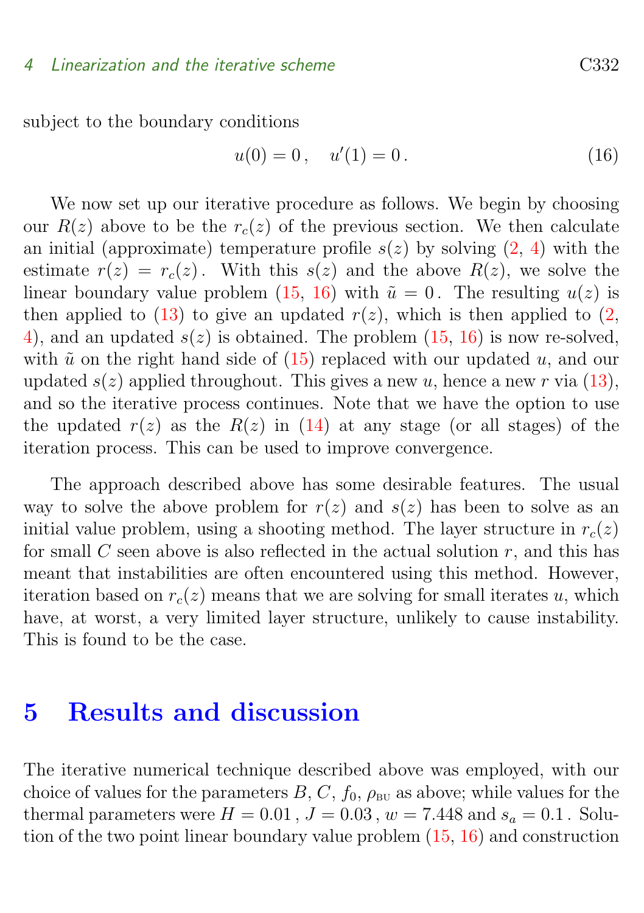subject to the boundary conditions

$$u(0) = 0\,, \quad u'(1) = 0\,. \tag{16}$$

We now set up our iterative procedure as follows. We begin by choosing our $R(z)$ above to be the $r_c(z)$ of the previous section. We then calculate an initial (approximate) temperature profile $s(z)$ by solving (2, 4) with the estimate $r(z) = r_c(z)$. With this $s(z)$ and the above $R(z)$, we solve the linear boundary value problem (15, 16) with $\tilde{u} = 0$. The resulting $u(z)$ is then applied to (13) to give an updated $r(z)$, which is then applied to (2, 4), and an updated $s(z)$ is obtained. The problem (15, 16) is now re-solved, with $\tilde{u}$ on the right hand side of (15) replaced with our updated $u$, and our updated $s(z)$ applied throughout. This gives a new $u$, hence a new $r$ via (13), and so the iterative process continues. Note that we have the option to use the updated $r(z)$ as the $R(z)$ in (14) at any stage (or all stages) of the iteration process. This can be used to improve convergence.

The approach described above has some desirable features. The usual way to solve the above problem for $r(z)$ and $s(z)$ has been to solve as an initial value problem, using a shooting method. The layer structure in $r_c(z)$ for small $C$ seen above is also reflected in the actual solution $r$, and this has meant that instabilities are often encountered using this method. However, iteration based on $r_c(z)$ means that we are solving for small iterates $u$, which have, at worst, a very limited layer structure, unlikely to cause instability. This is found to be the case.

## 5 Results and discussion

The iterative numerical technique described above was employed, with our choice of values for the parameters $B$, $C$, $f_0$, $\rho_{\text{BU}}$ as above; while values for the thermal parameters were $H = 0.01$, $J = 0.03$, $w = 7.448$ and $s_a = 0.1$. Solution of the two point linear boundary value problem (15, 16) and construction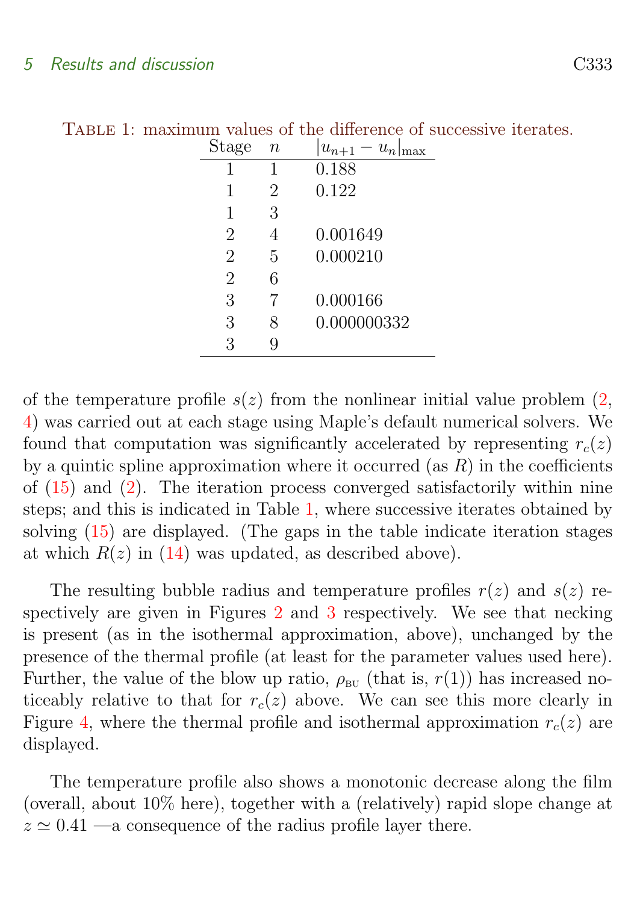Table 1: maximum values of the difference of successive iterates.

| Stage | $n$ | $\lvert u_{n+1} - u_n \rvert_{\max}$ |
|---|---|---|
| 1 | 1 | 0.188 |
| 1 | 2 | 0.122 |
| 1 | 3 | |
| 2 | 4 | 0.001649 |
| 2 | 5 | 0.000210 |
| 2 | 6 | |
| 3 | 7 | 0.000166 |
| 3 | 8 | 0.000000332 |
| 3 | 9 | |

of the temperature profile $s(z)$ from the nonlinear initial value problem (2, 4) was carried out at each stage using Maple's default numerical solvers. We found that computation was significantly accelerated by representing $r_c(z)$ by a quintic spline approximation where it occurred (as $R$) in the coefficients of (15) and (2). The iteration process converged satisfactorily within nine steps; and this is indicated in Table 1, where successive iterates obtained by solving (15) are displayed. (The gaps in the table indicate iteration stages at which $R(z)$ in (14) was updated, as described above).

The resulting bubble radius and temperature profiles $r(z)$ and $s(z)$ respectively are given in Figures 2 and 3 respectively. We see that necking is present (as in the isothermal approximation, above), unchanged by the presence of the thermal profile (at least for the parameter values used here). Further, the value of the blow up ratio, $\rho_{\text{BU}}$ (that is, $r(1)$) has increased noticeably relative to that for $r_c(z)$ above. We can see this more clearly in Figure 4, where the thermal profile and isothermal approximation $r_c(z)$ are displayed.

The temperature profile also shows a monotonic decrease along the film (overall, about 10% here), together with a (relatively) rapid slope change at $z \simeq 0.41$ —a consequence of the radius profile layer there.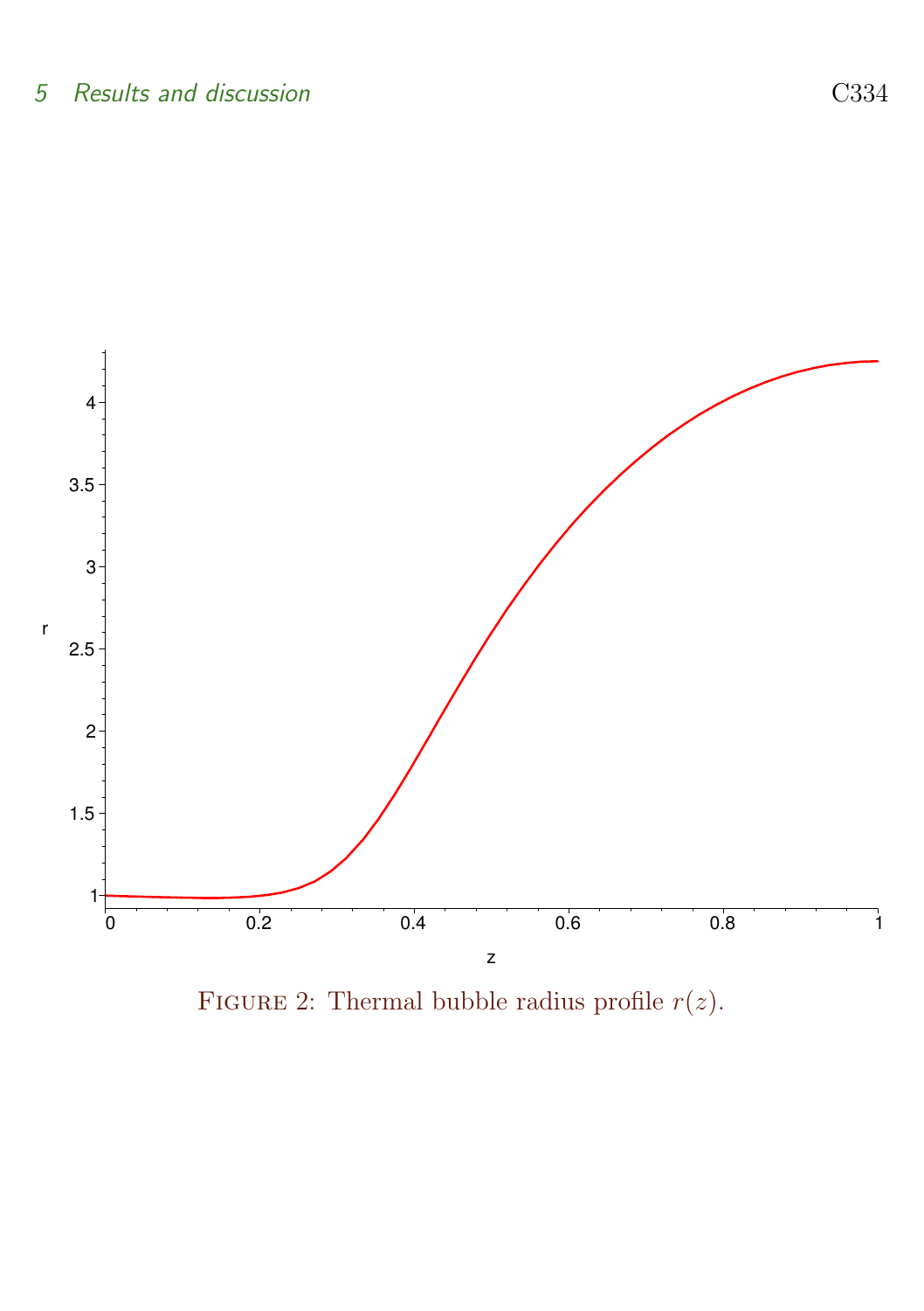Figure 2: Thermal bubble radius profile $r(z)$.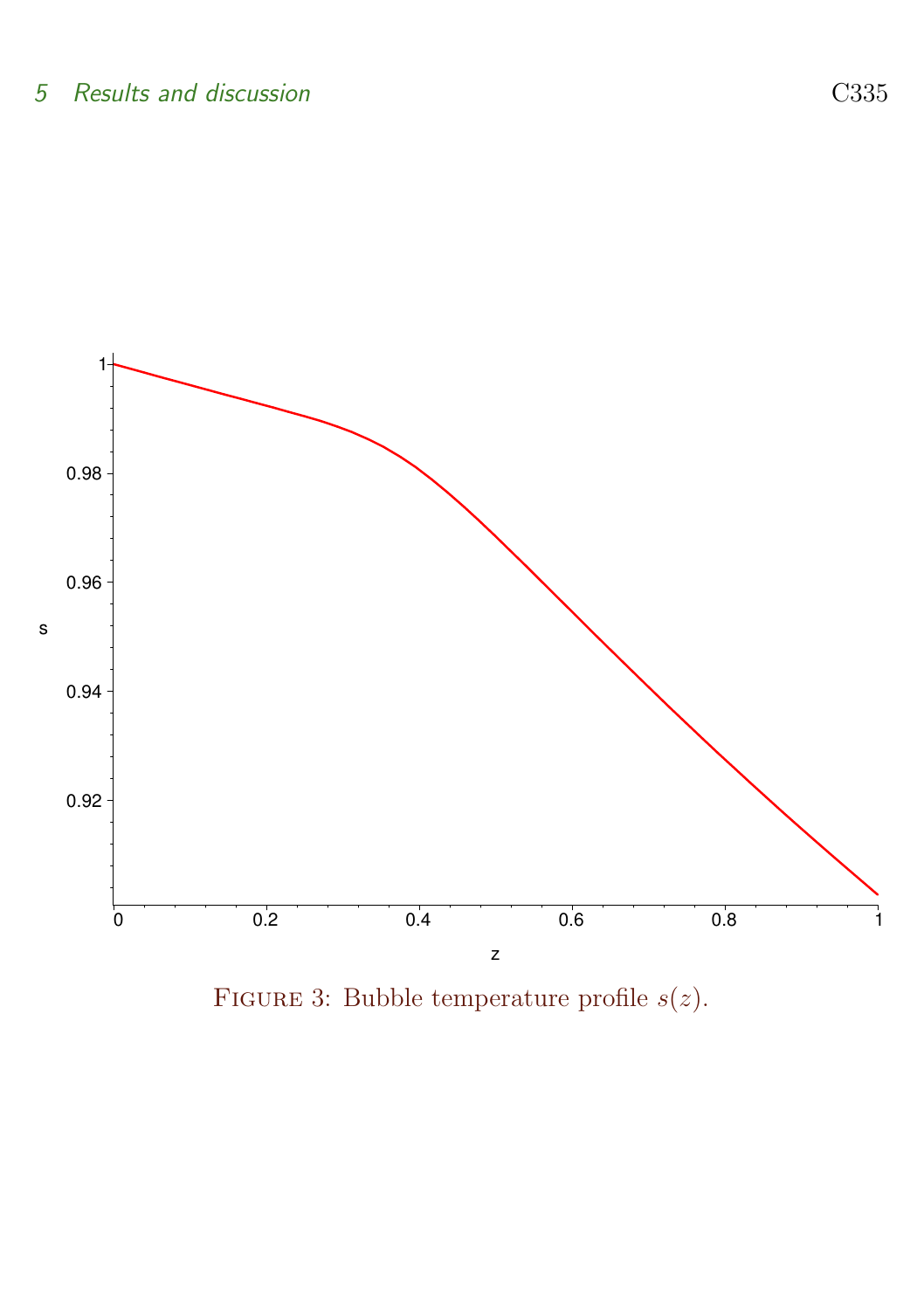FIGURE 3: Bubble temperature profile $s(z)$.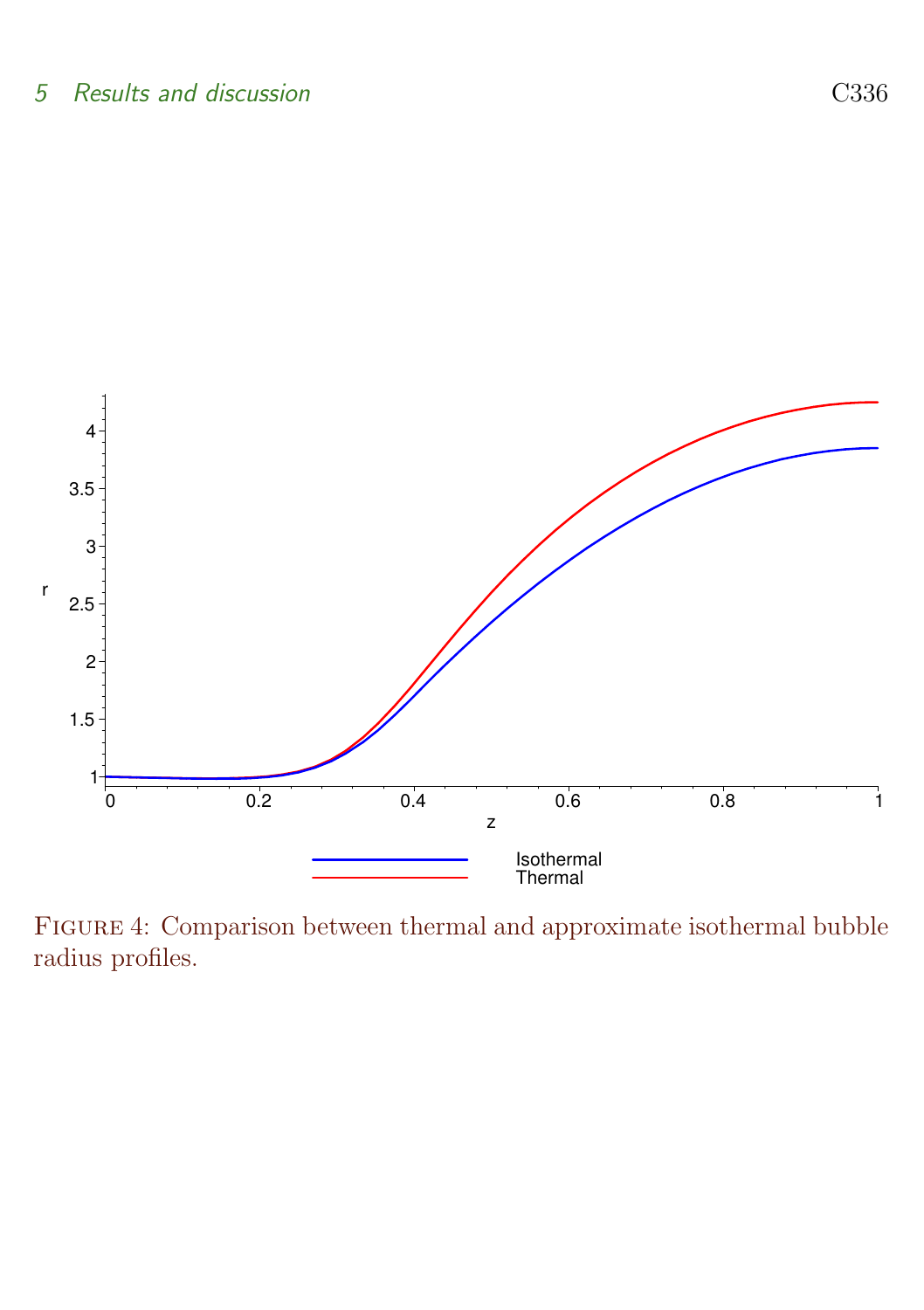Figure 4: Comparison between thermal and approximate isothermal bubble radius profiles.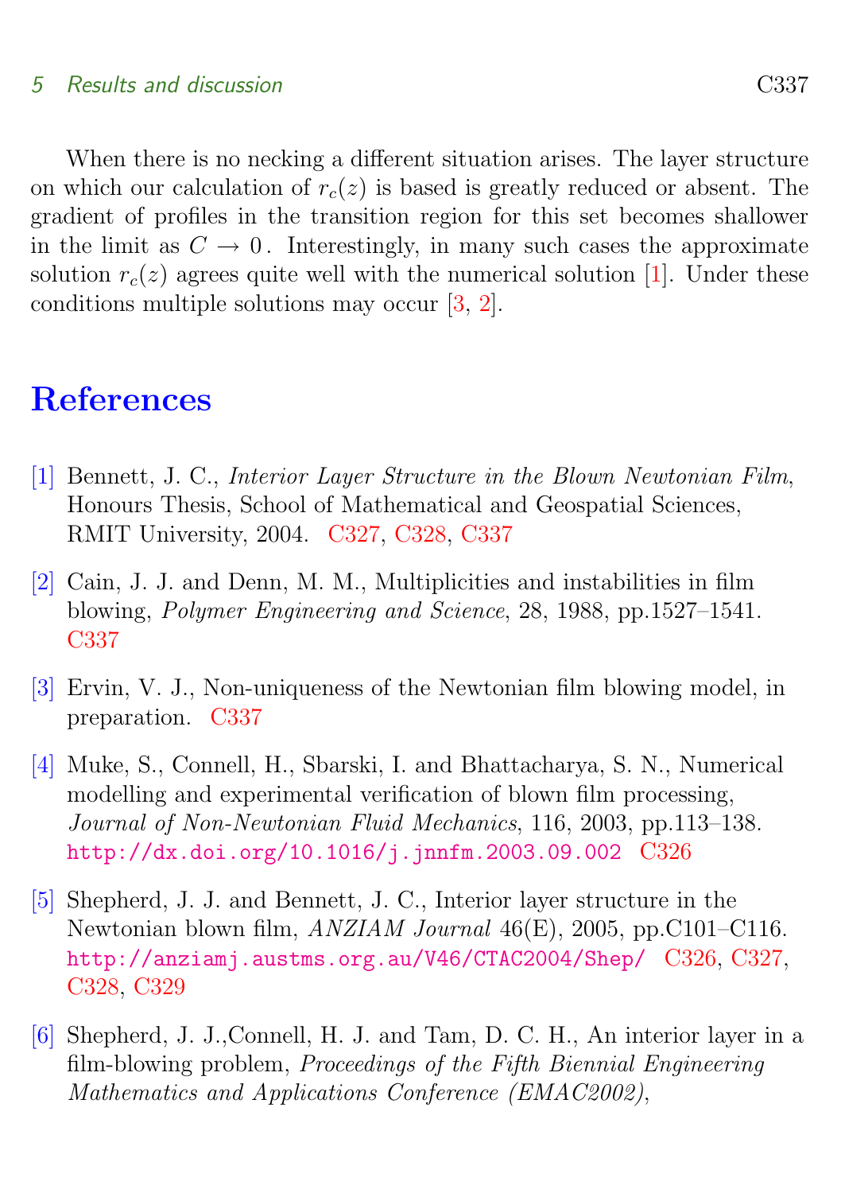When there is no necking a different situation arises. The layer structure on which our calculation of $r_c(z)$ is based is greatly reduced or absent. The gradient of profiles in the transition region for this set becomes shallower in the limit as $C \to 0$. Interestingly, in many such cases the approximate solution $r_c(z)$ agrees quite well with the numerical solution [1]. Under these conditions multiple solutions may occur [3, 2].

# References

[1] Bennett, J. C., *Interior Layer Structure in the Blown Newtonian Film*, Honours Thesis, School of Mathematical and Geospatial Sciences, RMIT University, 2004. C327, C328, C337

[2] Cain, J. J. and Denn, M. M., Multiplicities and instabilities in film blowing, *Polymer Engineering and Science*, 28, 1988, pp.1527–1541. C337

[3] Ervin, V. J., Non-uniqueness of the Newtonian film blowing model, in preparation. C337

[4] Muke, S., Connell, H., Sbarski, I. and Bhattacharya, S. N., Numerical modelling and experimental verification of blown film processing, *Journal of Non-Newtonian Fluid Mechanics*, 116, 2003, pp.113–138. http://dx.doi.org/10.1016/j.jnnfm.2003.09.002 C326

[5] Shepherd, J. J. and Bennett, J. C., Interior layer structure in the Newtonian blown film, *ANZIAM Journal* 46(E), 2005, pp.C101–C116. http://anziamj.austms.org.au/V46/CTAC2004/Shep/ C326, C327, C328, C329

[6] Shepherd, J. J.,Connell, H. J. and Tam, D. C. H., An interior layer in a film-blowing problem, *Proceedings of the Fifth Biennial Engineering Mathematics and Applications Conference (EMAC2002)*,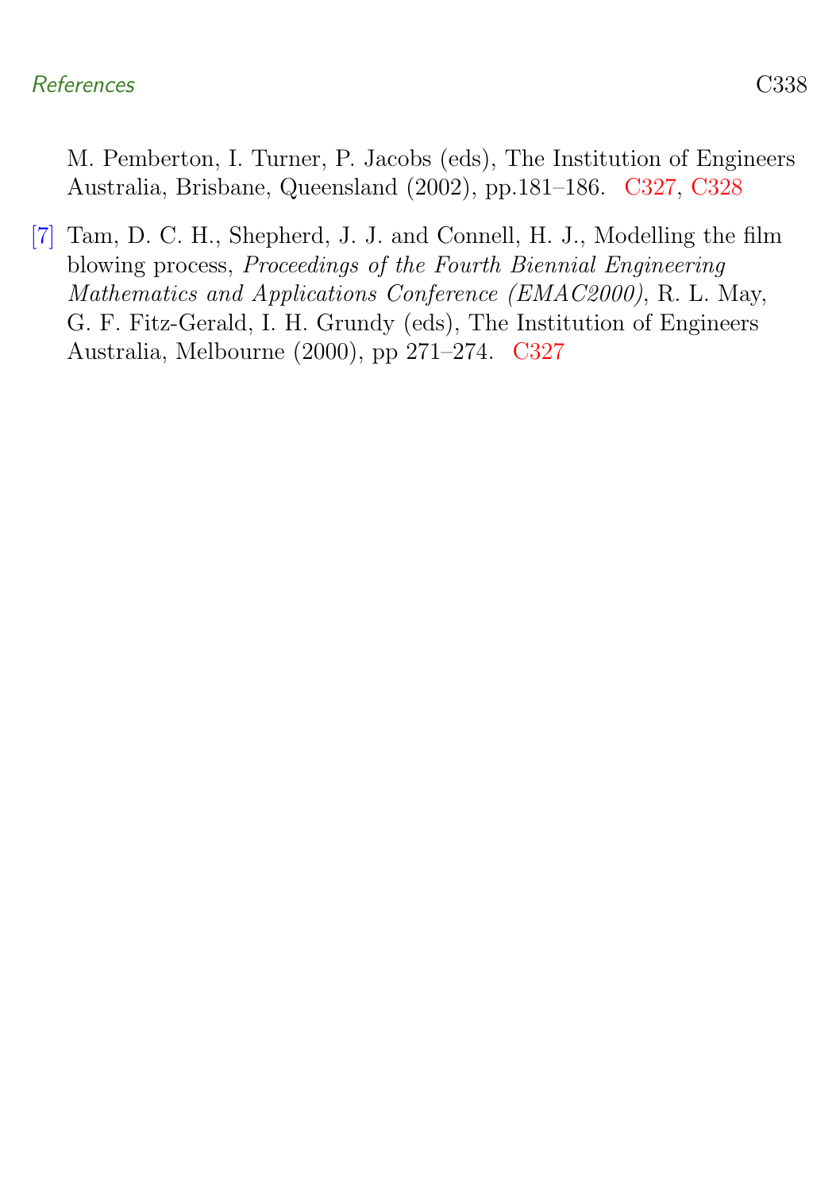M. Pemberton, I. Turner, P. Jacobs (eds), The Institution of Engineers Australia, Brisbane, Queensland (2002), pp.181–186. C327, C328

[7] Tam, D. C. H., Shepherd, J. J. and Connell, H. J., Modelling the film blowing process, *Proceedings of the Fourth Biennial Engineering Mathematics and Applications Conference (EMAC2000)*, R. L. May, G. F. Fitz-Gerald, I. H. Grundy (eds), The Institution of Engineers Australia, Melbourne (2000), pp 271–274. C327